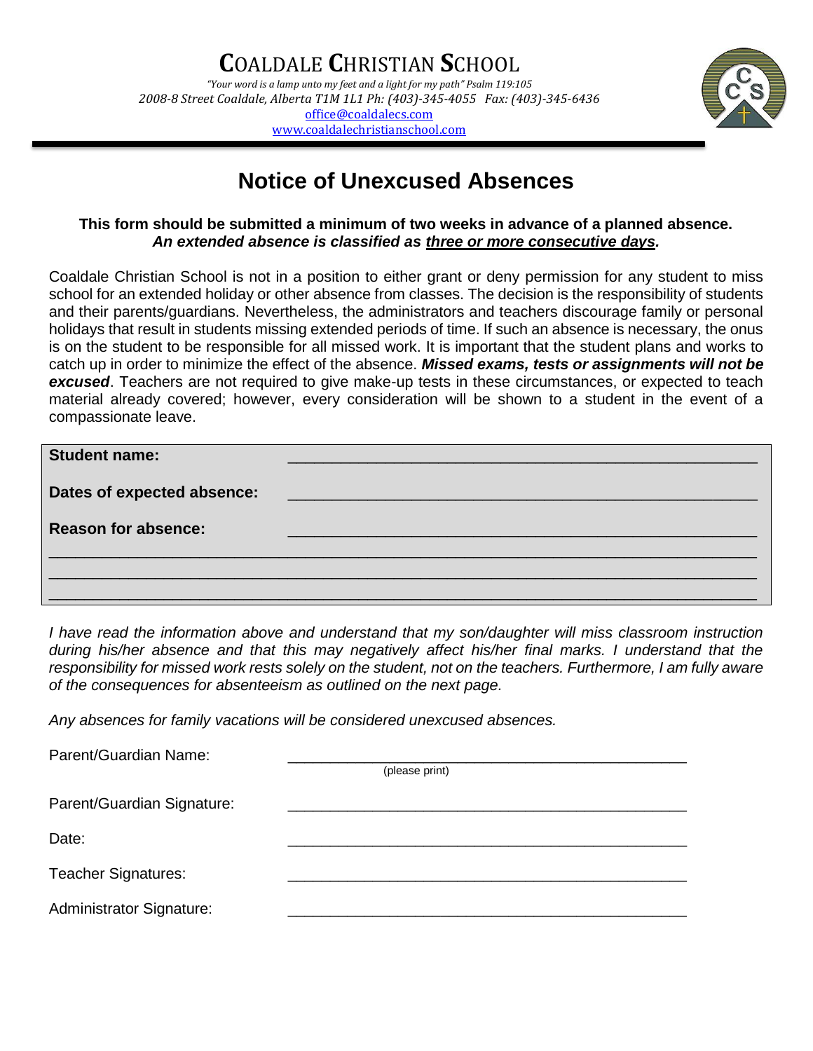# COALDALE CHRISTIAN SCHOOL

*"Your word is a lamp unto my feet and a light for my path" Psalm 119:105*

*2008-8 Street Coaldale, Alberta T1M 1L1 Ph: (403)-345-4055 Fax: (403)-345-6436*

office@coaldalecs.com

www.coaldalechristianschool.com

## Notice of Unexcused Absences

**This form should be submitted a minimum of two weeks in advance of a planned absence.**
***An extended absence is classified as three or more consecutive days.***

Coaldale Christian School is not in a position to either grant or deny permission for any student to miss school for an extended holiday or other absence from classes. The decision is the responsibility of students and their parents/guardians. Nevertheless, the administrators and teachers discourage family or personal holidays that result in students missing extended periods of time. If such an absence is necessary, the onus is on the student to be responsible for all missed work. It is important that the student plans and works to catch up in order to minimize the effect of the absence. ***Missed exams, tests or assignments will not be excused***. Teachers are not required to give make-up tests in these circumstances, or expected to teach material already covered; however, every consideration will be shown to a student in the event of a compassionate leave.

**Student name:** ____________________________________________

**Dates of expected absence:** ____________________________________________

**Reason for absence:** ____________________________________________

____________________________________________________________

____________________________________________________________

____________________________________________________________

*I have read the information above and understand that my son/daughter will miss classroom instruction during his/her absence and that this may negatively affect his/her final marks. I understand that the responsibility for missed work rests solely on the student, not on the teachers. Furthermore, I am fully aware of the consequences for absenteeism as outlined on the next page.*

*Any absences for family vacations will be considered unexcused absences.*

Parent/Guardian Name: ____________________________________________
(please print)

Parent/Guardian Signature: ____________________________________________

Date: ____________________________________________

Teacher Signatures: ____________________________________________

Administrator Signature: ____________________________________________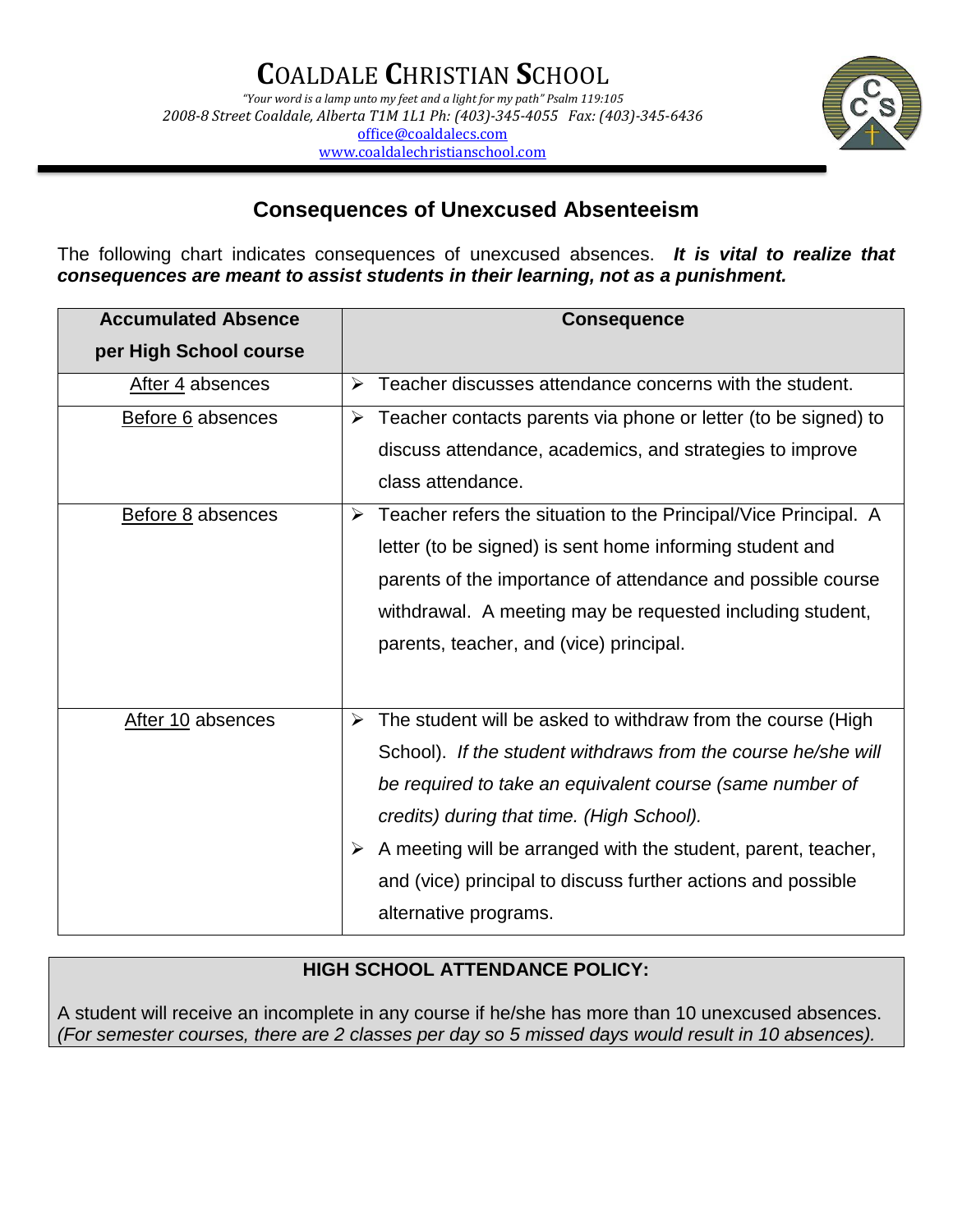# Coaldale Christian School

*"Your word is a lamp unto my feet and a light for my path" Psalm 119:105*

*2008-8 Street Coaldale, Alberta T1M 1L1 Ph: (403)-345-4055 Fax: (403)-345-6436*

office@coaldalecs.com

www.coaldalechristianschool.com

## Consequences of Unexcused Absenteeism

The following chart indicates consequences of unexcused absences. ***It is vital to realize that consequences are meant to assist students in their learning, not as a punishment.***

| Accumulated Absence per High School course | Consequence |
|---|---|
| After 4 absences | ➢ Teacher discusses attendance concerns with the student. |
| Before 6 absences | ➢ Teacher contacts parents via phone or letter (to be signed) to discuss attendance, academics, and strategies to improve class attendance. |
| Before 8 absences | ➢ Teacher refers the situation to the Principal/Vice Principal. A letter (to be signed) is sent home informing student and parents of the importance of attendance and possible course withdrawal. A meeting may be requested including student, parents, teacher, and (vice) principal. |
| After 10 absences | ➢ The student will be asked to withdraw from the course (High School). *If the student withdraws from the course he/she will be required to take an equivalent course (same number of credits) during that time. (High School).* ➢ A meeting will be arranged with the student, parent, teacher, and (vice) principal to discuss further actions and possible alternative programs. |

**HIGH SCHOOL ATTENDANCE POLICY:**

A student will receive an incomplete in any course if he/she has more than 10 unexcused absences. *(For semester courses, there are 2 classes per day so 5 missed days would result in 10 absences).*